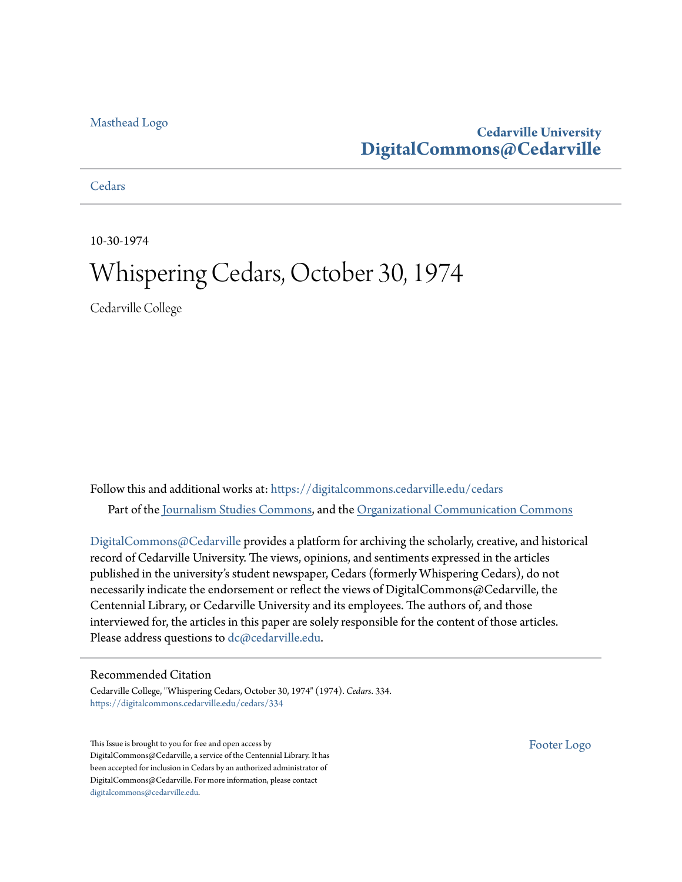Masthead Logo

**Cedarville University**
**DigitalCommons@Cedarville**

Cedars

10-30-1974

# Whispering Cedars, October 30, 1974

Cedarville College

Follow this and additional works at: https://digitalcommons.cedarville.edu/cedars

Part of the Journalism Studies Commons, and the Organizational Communication Commons

DigitalCommons@Cedarville provides a platform for archiving the scholarly, creative, and historical record of Cedarville University. The views, opinions, and sentiments expressed in the articles published in the university's student newspaper, Cedars (formerly Whispering Cedars), do not necessarily indicate the endorsement or reflect the views of DigitalCommons@Cedarville, the Centennial Library, or Cedarville University and its employees. The authors of, and those interviewed for, the articles in this paper are solely responsible for the content of those articles. Please address questions to dc@cedarville.edu.

## Recommended Citation

Cedarville College, "Whispering Cedars, October 30, 1974" (1974). *Cedars*. 334.
https://digitalcommons.cedarville.edu/cedars/334

This Issue is brought to you for free and open access by DigitalCommons@Cedarville, a service of the Centennial Library. It has been accepted for inclusion in Cedars by an authorized administrator of DigitalCommons@Cedarville. For more information, please contact digitalcommons@cedarville.edu.

Footer Logo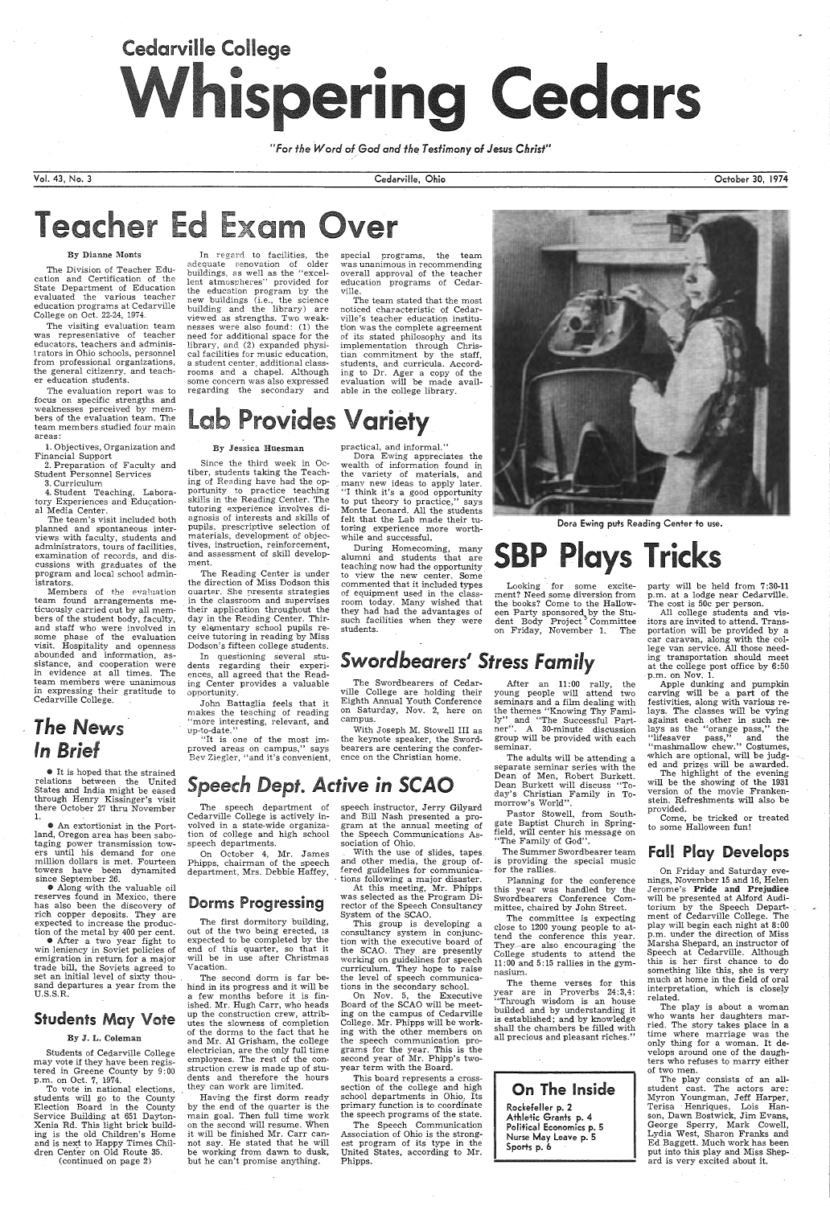# Cedarville College Whispering Cedars

*"For the Word of God and the Testimony of Jesus Christ"*

Vol. 43, No. 3 — Cedarville, Ohio — October 30, 1974

# Teacher Ed Exam Over

By Dianne Monts

The Division of Teacher Education and Certification of the State Department of Education evaluated the various teacher education programs at Cedarville College on Oct. 22-24, 1974.

The visiting evaluation team was representative of teacher educators, teachers and administrators in Ohio schools, personnel from professional organizations, the general citizenry, and teacher education students.

The evaluation report was to focus on specific strengths and weaknesses perceived by members of the evaluation team. The team members studied four main areas:

1. Objectives, Organization and Financial Support
2. Preparation of Faculty and Student Personnel Services
3. Curriculum
4. Student Teaching, Laboratory Experiences and Educational Media Center.

The team's visit included both planned and spontaneous interviews with faculty, students and administrators, tours of facilities, examination of records, and discussions with graduates of the program and local school administrators.

Members of the evaluation team found arrangements meticuously carried out by all members of the student body, faculty, and staff who were involved in some phase of the evaluation visit. Hospitality and openness abounded and information, assistance, and cooperation were in evidence at all times. The team members were unanimous in expressing their gratitude to Cedarville College.

In regard to facilities, the adequate renovation of older buildings, as well as the "excellent atmospheres" provided for the education program by the new buildings (i.e., the science building and the library) are viewed as strengths. Two weaknesses were also found: (1) the need for additional space for the library, and (2) expanded physical facilities for music education, a student center, additional classrooms and a chapel. Although some concern was also expressed regarding the secondary and special programs, the team was unanimous in recommending overall approval of the teacher education programs of Cedarville.

The team stated that the most noticed characteristic of Cedarville's teacher education institution was the complete agreement of its stated philosophy and its implementation through Christian commitment by the staff, students, and curricula. According to Dr. Ager a copy of the evaluation will be made available in the college library.

## Lab Provides Variety

By Jessica Huesman

Since the third week in October, students taking the Teaching of Reading have had the opportunity to practice teaching skills in the Reading Center. The tutoring experience involves diagnosis of interests and skills of pupils, prescriptive selection of materials, development of objectives, instruction, reinforcement, and assessment of skill development.

The Reading Center is under the direction of Miss Dodson this quarter. She presents strategies in the classroom and supervises their application throughout the day in the Reading Center. Thirty elementary school pupils receive tutoring in reading by Miss Dodson's fifteen college students.

In questioning several students regarding their experiences, all agreed that the Reading Center provides a valuable opportunity.

John Battaglia feels that it makes the teaching of reading "more interesting, relevant, and up-to-date."

"It is one of the most improved areas on campus," says Bev Ziegler, "and it's convenient, practical, and informal."

Dora Ewing appreciates the wealth of information found in the variety of materials, and many new ideas to apply later. "I think it's a good opportunity to put theory to practice," says Monte Leonard. All the students felt that the Lab made their tutoring experience more worthwhile and successful.

During Homecoming, many alumni and students that are teaching now had the opportunity to view the new center. Some commented that it included types of equipment used in the classroom today. Many wished that they had had the advantages of such facilities when they were students.

Dora Ewing puts Reading Center to use.

## The News In Brief

- It is hoped that the strained relations between the United States and India might be eased through Henry Kissinger's visit there October 27 thru November 1.
- An extortionist in the Portland, Oregon area has been sabotaging power transmission towers until his demand for one million dollars is met. Fourteen towers have been dynamited since September 26.
- Along with the valuable oil reserves found in Mexico, there has also been the discovery of rich copper deposits. They are expected to increase the production of the metal by 400 per cent.
- After a two year fight to win leniency in Soviet policies of emigration in return for a major trade bill, the Soviets agreed to set an initial level of sixty thousand departures a year from the U.S.S.R.

## Students May Vote

By J. L. Coleman

Students of Cedarville College may vote if they have been registered in Greene County by 9:00 p.m. on Oct. 7, 1974.

To vote in national elections, students will go to the County Election Board in the County Service Building at 651 Dayton-Xenia Rd. This light brick building is the old Children's Home and is next to Happy Times Children Center on Old Route 35.

(continued on page 2)

## Speech Dept. Active in SCAO

The speech department of Cedarville College is actively involved in a state-wide organization of college and high school speech departments.

On October 4, Mr. James Phipps, chairman of the speech department, Mrs. Debbie Haffey, speech instructor, Jerry Gilyard and Bill Nash presented a program at the annual meeting of the Speech Communications Association of Ohio.

With the use of slides, tapes and other media, the group offered guidelines for communications following a major disaster.

At this meeting, Mr. Phipps was selected as the Program Director of the Speech Consultancy System of the SCAO.

This group is developing a consultancy system in conjunction with the executive board of the SCAO. They are presently working on guidelines for speech curriculum. They hope to raise the level of speech communications in the secondary school.

On Nov. 5, the Executive Board of the SCAO will be meeting on the campus of Cedarville College. Mr. Phipps will be working with the other members on the speech communication programs for the year. This is the second year of Mr. Phipp's two-year term with the Board.

This board represents a cross-section of the college and high school departments in Ohio. Its primary function is to coordinate the speech programs of the state.

The Speech Communication Association of Ohio is the strongest program of its type in the United States, according to Mr. Phipps.

## Dorms Progressing

The first dormitory building, out of the two being erected, is expected to be completed by the end of this quarter, so that it will be in use after Christmas Vacation.

The second dorm is far behind in its progress and it will be a few months before it is finished. Mr. Hugh Carr, who heads up the construction crew, attributes the slowness of completion of the dorms to the fact that he and Mr. Al Grisham, the college electrician, are the only full time employees. The rest of the construction crew is made up of students and therefore the hours they can work are limited.

Having the first dorm ready by the end of the quarter is the main goal. Then full time work on the second will resume. When it will be finished Mr. Carr cannot say. He stated that he will be working from dawn to dusk, but he can't promise anything.

## Swordbearers' Stress Family

The Swordbearers of Cedarville College are holding their Eighth Annual Youth Conference on Saturday, Nov. 2, here on campus.

With Joseph M. Stowell III as the keynote speaker, the Swordbearers are centering the conference on the Christian home.

After an 11:00 rally, the young people will attend two seminars and a film dealing with the themes "Knowing Thy Family" and "The Successful Partner". A 30-minute discussion group will be provided with each seminar.

The adults will be attending a separate seminar series with the Dean of Men, Robert Burkett. Dean Burkett will discuss "Today's Christian Family in Tomorrow's World".

Pastor Stowell, from Southgate Baptist Church in Springfield, will center his message on "The Family of God".

The Summer Swordbearer team is providing the special music for the rallies.

Planning for the conference this year was handled by the Swordbearers Conference Committee, chaired by John Street.

The committee is expecting close to 1200 young people to attend the conference this year. They are also encouraging the College students to attend the 11:00 and 5:15 rallies in the gymnasium.

The theme verses for this year are in Proverbs 24:3,4: "Through wisdom is an house builded and by understanding it is established; and by knowledge shall the chambers be filled with all precious and pleasant riches."

## SBP Plays Tricks

Looking for some excitement? Need some diversion from the books? Come to the Halloween Party sponsored by the Student Body Project Committee on Friday, November 1. The party will be held from 7:30-11 p.m. at a lodge near Cedarville. The cost is 50c per person.

All college students and visitors are invited to attend. Transportation will be provided by a car caravan, along with the college van service. All those needing transportation should meet at the college post office by 6:50 p.m. on Nov. 1.

Apple dunking and pumpkin carving will be a part of the festivities, along with various relays. The classes will be vying against each other in such relays as the "orange pass," the "lifesaver pass," and the "mashmallow chew." Costumes, which are optional, will be judged and prizes will be awarded.

The highlight of the evening will be the showing of the 1931 version of the movie Frankenstein. Refreshments will also be provided.

Come, be tricked or treated to some Halloween fun!

## Fall Play Develops

On Friday and Saturday evenings, November 15 and 16, Helen Jerome's **Pride and Prejudice** will be presented at Alford Auditorium by the Speech Department of Cedarville College. The play will begin each night at 8:00 p.m. under the direction of Miss Marsha Shepard, an instructor of Speech at Cedarville. Although this is her first chance to do something like this, she is very much at home in the field of oral interpretation, which is closely related.

The play is about a woman who wants her daughters married. The story takes place in a time where marriage was the only thing for a woman. It develops around one of the daughters who refuses to marry either of two men.

The play consists of an all-student cast. The actors are: Myron Youngman, Jeff Harper, Terisa Henriques, Lois Hanson, Dawn Bostwick, Jim Evans, George Sperry, Mark Cowell, Lydia West, Sharon Franks and Ed Baggett. Much work has been put into this play and Miss Shepard is very excited about it.

## On The Inside

- Rockefeller p. 2
- Athletic Grants p. 4
- Political Economics p. 5
- Nurse May Leave p. 5
- Sports p. 6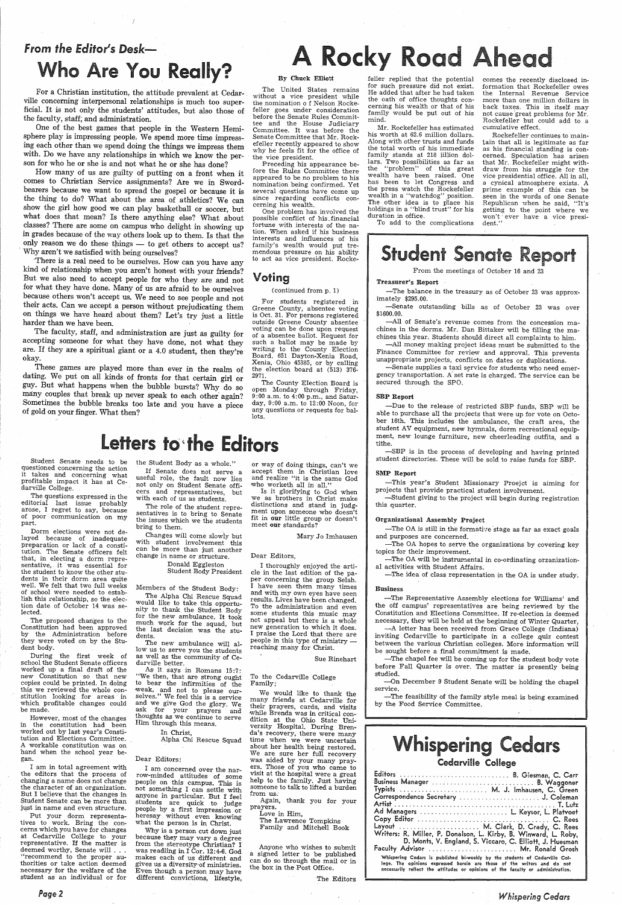### From the Editor's Desk—

# Who Are You Really?

For a Christian institution, the attitude prevalent at Cedarville concerning interpersonal relationships is much too superficial. It is not only the students' attitudes, but also those of the faculty, staff, and administration.

One of the best games that people in the Western Hemisphere play is impressing people. We spend more time impressing each other than we spend doing the things we impress them with. Do we have any relationships in which we know the person for who he or she is and not what he or she has done?

How many of us are guilty of putting on a front when it comes to Christian Service assignments? Are we in Swordbearers because we want to spread the gospel or because it is the thing to do? What about the area of athletics? We can show the girl how good we can play basketball or soccer, but what does that mean? Is there anything else? What about classes? There are some on campus who delight in showing up in grades because of the way others look up to them. Is that the only reason we do these things — to get others to accept us? Why aren't we satisfied with being ourselves?

There is a real need to be ourselves. How can you have any kind of relationship when you aren't honest with your friends? But we also need to accept people for who they are and not for what they have done. Many of us are afraid to be ourselves because others won't accept us. We need to see people and not their acts. Can we accept a person without prejudicating them on things we have heard about them? Let's try just a little harder than we have been.

The faculty, staff, and administration are just as guilty for accepting someone for what they have done, not what they are. If they are a spiritual giant or a 4.0 student, then they're okay.

These games are played more than ever in the realm of dating. We put on all kinds of fronts for that certain girl or guy. But what happens when the bubble bursts? Why do so many couples that break up never speak to each other again? Sometimes the bubble breaks too late and you have a piece of gold on your finger. What then?

# A Rocky Road Ahead

By Chuck Elliott

The United States remains without a vice president while the nomination o f Nelson Rockefeller goes under consideration before the Senate Rules Committee and the House Judiciary Committee. It was before the Senate Committee that Mr. Rockefeller recently appeared to show why he feels fit for the office of the vice president.

Preceding his appearance before the Rules Committee there appeared to be no problem to his nomination being confirmed. Yet several questions have come up since regarding conflicts concerning his wealth.

One problem has involved the possible conflict of his financial fortune with interests of the nation. When asked if his business interests and influences of his family's wealth would put tremendous pressure on his ability to act as vice president, Rockefeller replied that the potential for such pressure did not exist. He added that after he had taken the oath of office thoughts concerning his wealth or that of his family would be put out of his mind.

Mr. Rockefeller has estimated his worth at 62.6 million dollars. Along with other trusts and funds the total worth of his immediate family stands at 218 illion dollars. Two possibilities as far as the "problem" of this great wealth have been raised. One has been to let Congress and the press watch the Rockefeller wealth in a "watchdog" position. The other idea is to place his holdings in a "blind trust" for his duration in office.

To add to the complications comes the recently disclosed information that Rockefeller owes the Internal Revenue Service more than one million dollars in back taxes. This in itself may not cause great problems for Mr. Rockefeller but could add to a cumulative effect.

Rockefeller continues to maintain that all is legitimate as far as his financial standing is concerned. Speculation has arisen that Mr. Rockefeller might withdraw from his struggle for the vice presidential office. All in all, a cynical atmosphere exists. A prime example of this can be seen in the words of one Senate Republican when he said, "It's getting to the point where we won't ever have a vice president."

## Voting

(continued from p. 1)

For students registered in Greene County, absentee voting is Oct. 31. For persons registered outside Greene County absentee voting can be done upon request of a absentee ballot. Request for such a ballot may be made by writing to the County Election Board, 651 Dayton-Xenia Road, Xenia, Ohio 45385, or by calling the election board at (513) 376-2971.

The County Election Board is open Monday through Friday, 9:00 a.m. to 4:00 p.m., and Saturday, 9:00 a.m. to 12:00 Noon, for any questions or requests for ballots.

# Student Senate Report

From the meetings of October 16 and 23

**Treasurer's Report**

—The balance in the treasury as of October 23 was approximately $295.00.

—Senate outstanding bills as of October 23 was over $1600.00.

—All of Senate's revenue comes from the concession machines in the dorms. Mr. Dan Bittaker will be filling the machines this year. Students should direct all complaints to him.

—All money making project ideas must be submitted to the Finance Committee for review and approval. This prevents unappropriate projects, conflicts on dates or duplications.

—Senate supplies a taxi service for students who need emergency transportation. A set rate is charged. The service can be secured through the SPO.

**SBP Report**

—Due to the release of restricted SBP funds, SBP will be able to purchase all the projects that were up for vote on October 16th. This includes the ambulance, the craft area, the student AV equipment, new hymnals, dorm recreational equipment, new lounge furniture, new cheerleading outfits, and a tithe.

—SBP is in the process of developing and having printed student directories. These will be sold to raise funds for SBP.

**SMP Report**

—This year's Student Missionary Proejct is aiming for projects that provide practical student involvement.

—Student giving to the project will begin during registration this quarter.

**Organizational Assembly Project**

—The OA is still in the formative stage as far as exact goals and purposes are concerned.

—The OA hopes to serve the organizations by covering key topics for their improvement.

—The OA will be instrumental in co-ordinating orzanizational activities with Student Affairs.

—The idea of class representation in the OA is under study.

**Business**

—The Representative Assembly elections for Williams' and the off campus' representatives are being reviewed by the Constitution and Elections Committee. If re-election is deemed necessary, they will be held at the beginning of Winter Quarter.

—A letter has been received from Grace College (Indiana) inviting Cedarville to participate in a college quiz contest between the various Christian colleges. More information will be sought before a final commitment is made.

—The chapel fee will be coming up for the student body vote before Fall Quarter is over. The matter is presently being studied.

—On December 9 Student Senate will be holding the chapel service.

—The feasibility of the family style meal is being examined by the Food Service Committee.

# Letters to the Editors

Student Senate needs to be questioned concerning the action it takes and concerning what profitable impact it has at Cedarville College.

The questions expressed in the editorial last issue probably arose, I regret to say, because of poor communication on my part.

Dorm elections were not delayed because of inadequate preparation or lack of a constitution. The Senate officers felt that, in electing a dorm representative, it was essential for the student to know the other students in their dorm area quite well. We felt that two full weeks of school were needed to establish this relationship, so the election date of October 14 was selected.

The proposed changes to the Constitution had been approved by the Administration before they were voted on by the Student body.

During the first week of school the Student Senate officers worked up a final draft of the new Constitution so that new copies could be printed. In doing this we reviewed the whole constitution looking for areas in which profitable changes could be made.

However, most of the changes in the constitution had been worked out by last year's Constitution and Elections Committee. A workable constitution was on hand when the school year began.

I am in total agreement with the editors that the process of changing a name does not change the character of an organization. But I believe that the changes in Student Senate can be more than just in name and even structure.

Put your dorm representatives to work. Bring the concerns which you have for changes at Cedarville College to your representative. If the matter is deemed worthy, Senate will . . . "recommend to the proper authorities or take action deemed necessary for the welfare of the student as an individual or for the Student Body as a whole."

If Senate does not serve a useful role, the fault now lies not only on Student Senate officers and representatives, but with each of us as students.

The role of the student representatives is to bring to Senate the issues which we the students bring to them.

Changes will come slowly but with student involvement this can be more than just another change in name or structure.

Donald Eggleston
Student Body President

Members of the Student Body:

The Alpha Chi Rescue Squad would like to take this opportunity to thank the Student Body for the new ambulance. It took much work for the squad, but the last decision was the students.

The new ambulance will allow us to serve you the students as well as the community of Cedarville better.

As it says in Romans 15:7: "We then, that are strong ought to bear the infirmities of the weak, and not to please ourselves." We feel this is a service and we give God the glory. We ask for your prayers and thoughts as we continue to serve Him through this means.

In Christ,
Alpha Chi Rescue Squad

Dear Editors:

I am concerned over the narrow-minded attitudes of some people on this campus. This is not something I can settle with anyone in particular. But I feel students are quick to judge people by a first impression or heressay without even knowing what the person is in Christ.

Why is a person cut down just because they may vary a degree from the stereotype Christian? I was reading in I Cor. 12:4-6. God makes each of us different and gives us a diversity of ministries. Even though a person may have different convictions, lifestyle, or way of doing things, can't we accept them in Christian love and realize "it is the same God who worketh all in all."

Is it glorifying to God when we as brothers in Christ make distinctions and stand in judgment upon someone who doesn't fit in **our** little group or doesn't meet **our** standards?

Mary Jo Imhausen

Dear Editors,

I thoroughly enjoyed the article in the last edition of the paper concerning the group Selah. I have seen them many times and with my own eyes have seen results. Lives have been changed. To the administration and even some students this music may not appeal but there is a whole new generation to which it does. I praise the Lord that there are people in this type of ministry — reaching many for Christ.

Sue Rinehart

To the Cedarville College Family;

We would like to thank the many friends at Cedarville for their prayers, cards, and visits while Brenda was in critical condition at the Ohio State University Hospital. During Brenda's recovery, there were many time when we were uncertain about her health being restored. We are sure her full recovery was aided by your many prayers. Those of you who came to visit at the hospital were a great help to the family. Just having someone to talk to lifted a burden from us.

Again, thank you for your prayers.

Love in Him,
The Lawrence Tompkins
Family and Mitchell Book

Anyone who wishes to submit a signed letter to be published can do so through the mail or in the box in the Post Office.

The Editors

# Whispering Cedars

Cedarville College

Editors ..... B. Giesman, C. Carr
Business Manager ..... B. Waggoner
Typists ..... M. J. Imhausen, C. Green
Correspondence Secretary ..... J. Coleman
Artist ..... T. Lutz
Ad Managers ..... L. Keysor, L. Platvoet
Copy Editor ..... C. Rees
Layout ..... M. Clark, D. Crady, C. Rees
Writers: R. Miller, P. Donalson, L. Kirby, B. Winward, L. Roby, D. Monts, V. England, S. Viccaro, C. Elliott, J. Huesman
Faculty Advisor ..... Mr. Ronald Grosh

Whispering Cedars is published bi-weekly by the students of Cedarville College. The opinions expressed herein are those of the writers and do not necessarily reflect the attitudes or opinions of the faculty or administration.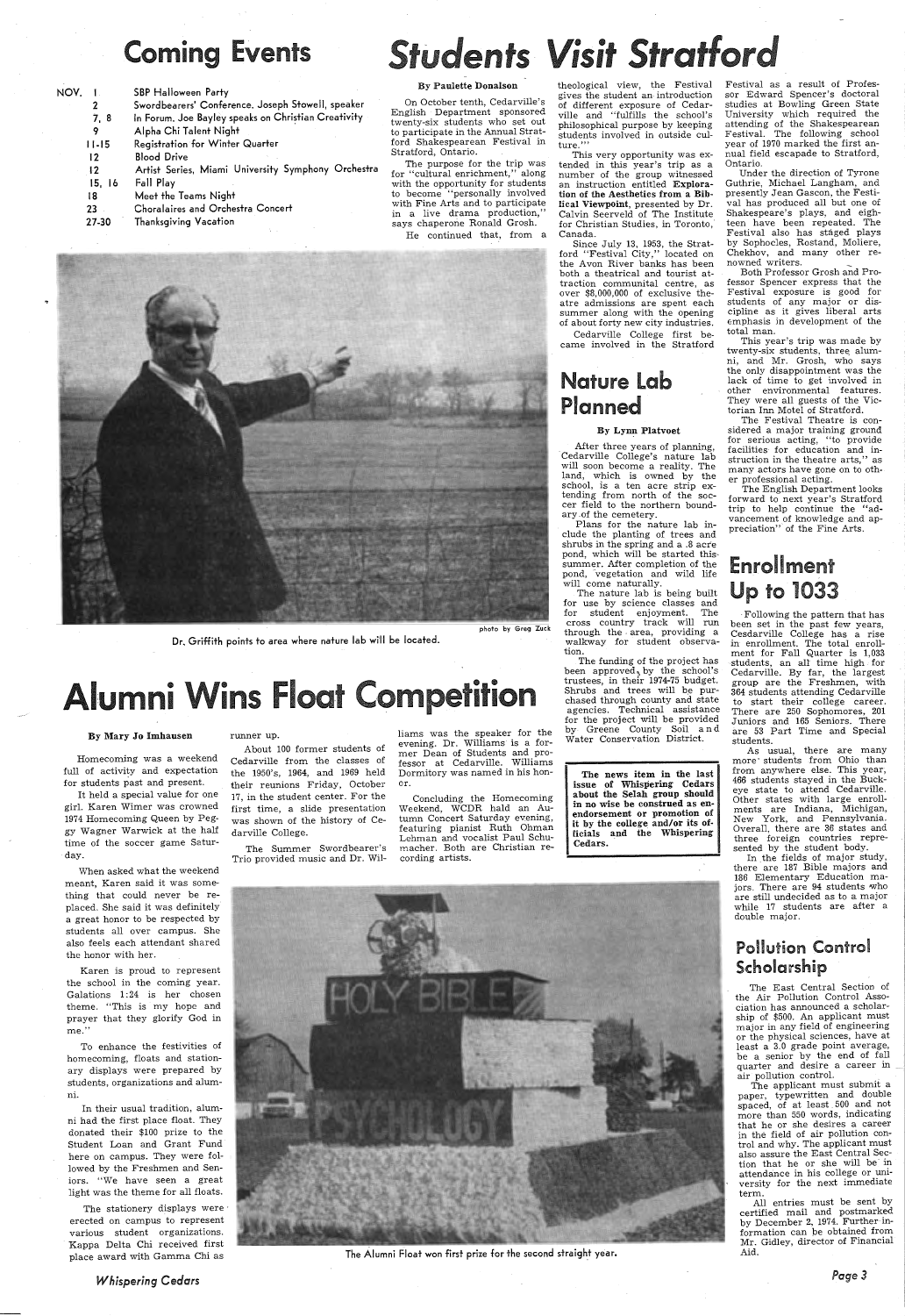## Coming Events

| | |
|---|---|
| NOV. 1 | SBP Halloween Party |
| 2 | Swordbearers' Conference, Joseph Stowell, speaker |
| 7, 8 | In Forum, Joe Bayley speaks on Christian Creativity |
| 9 | Alpha Chi Talent Night |
| 11-15 | Registration for Winter Quarter |
| 12 | Blood Drive |
| 12 | Artist Series, Miami University Symphony Orchestra |
| 15, 16 | Fall Play |
| 18 | Meet the Teams Night |
| 23 | Choralaires and Orchestra Concert |
| 27-30 | Thanksgiving Vacation |

# Students Visit Stratford

**By Paulette Donalson**

On October tenth, Cedarville's English Department sponsored twenty-six students who set out to participate in the Annual Stratford Shakespearean Festival in Stratford, Ontario.

The purpose for the trip was for "cultural enrichment," along with the opportunity for students to become "personally involved with Fine Arts and to participate in a live drama production," says chaperone Ronald Grosh.

He continued that, from a theological view, the Festival gives the student an introduction of different exposure of Cedarville and "fulfills the school's philosophical purpose by keeping students involved in outside culture."

This very opportunity was extended in this year's trip as a number of the group witnessed an instruction entitled **Exploration of the Aesthetics from a Biblical Viewpoint**, presented by Dr. Calvin Seerveld of The Institute for Christian Studies, in Toronto, Canada.

Since July 13, 1953, the Stratford "Festival City," located on the Avon River banks has been both a theatrical and tourist attraction communital centre, as over $8,000,000 of exclusive theatre admissions are spent each summer along with the opening of about forty new city industries.

Cedarville College first became involved in the Stratford Festival as a result of Professor Edward Spencer's doctoral studies at Bowling Green State University which required the attending of the Shakespearean Festival. The following school year of 1970 marked the first annual field escapade to Stratford, Ontario.

Under the direction of Tyrone Guthrie, Michael Langham, and presently Jean Gascon, the Festival has produced all but one of Shakespeare's plays, and eighteen have been repeated. The Festival also has staged plays by Sophocles, Rostand, Moliere, Chekhov, and many other renowned writers.

Both Professor Grosh and Professor Spencer express that the Festival exposure is good for students of any major or discipline as it gives liberal arts emphasis in development of the total man.

This year's trip was made by twenty-six students, three alumni, and Mr. Grosh, who says the only disappointment was the lack of time to get involved in other environmental features. They were all guests of the Victorian Inn Motel of Stratford.

The Festival Theatre is considered a major training ground for serious acting, "to provide facilities for education and instruction in the theatre arts," as many actors have gone on to other professional acting.

The English Department looks forward to next year's Stratford trip to help continue the "advancement of knowledge and appreciation" of the Fine Arts.

photo by Greg Zuck

Dr. Griffith points to area where nature lab will be located.

## Nature Lab Planned

**By Lynn Platvoet**

After three years of planning, Cedarville College's nature lab will soon become a reality. The land, which is owned by the school, is a ten acre strip extending from north of the soccer field to the northern boundary of the cemetery.

Plans for the nature lab include the planting of trees and shrubs in the spring and a .8 acre pond, which will be started this summer. After completion of the pond, vegetation and wild life will come naturally.

The nature lab is being built for use by science classes and for student enjoyment. The cross country track will run through the area, providing a walkway for student observation.

The funding of the project has been approved, by the school's trustees, in their 1974-75 budget. Shrubs and trees will be purchased through county and state agencies. Technical assistance for the project will be provided by Greene County Soil and Water Conservation District.

**The news item in the last issue of Whispering Cedars about the Selah group should in no wise be construed as endorsement or promotion of it by the college and/or its officials and the Whispering Cedars.**

## Enrollment Up to 1033

Following the pattern that has been set in the past few years, Cesdarville College has a rise in enrollment. The total enrollment for Fall Quarter is 1,033 students, an all time high for Cedarville. By far, the largest group are the Freshmen, with 364 students attending Cedarville to start their college career. There are 250 Sophomores, 201 Juniors and 165 Seniors. There are 53 Part Time and Special students.

As usual, there are many more students from Ohio than from anywhere else. This year, 466 students stayed in the Buckeye state to attend Cedarville. Other states with large enrollments are Indiana, Michigan, New York, and Pennsylvania. Overall, there are 36 states and three foreign countries represented by the student body.

In the fields of major study, there are 187 Bible majors and 186 Elementary Education majors. There are 94 students who are still undecided as to a major while 17 students are after a double major.

# Alumni Wins Float Competition

**By Mary Jo Imhausen**

Homecoming was a weekend full of activity and expectation for students past and present.

It held a special value for one girl. Karen Wimer was crowned 1974 Homecoming Queen by Peggy Wagner Warwick at the half time of the soccer game Saturday.

When asked what the weekend meant, Karen said it was something that could never be replaced. She said it was definitely a great honor to be respected by students all over campus. She also feels each attendant shared the honor with her.

Karen is proud to represent the school in the coming year. Galations 1:24 is her chosen theme. "This is my hope and prayer that they glorify God in me."

To enhance the festivities of homecoming, floats and stationary displays were prepared by students, organizations and alumni.

In their usual tradition, alumni had the first place float. They donated their $100 prize to the Student Loan and Grant Fund here on campus. They were followed by the Freshmen and Seniors. "We have seen a great light was the theme for all floats.

The stationery displays were erected on campus to represent various student organizations. Kappa Delta Chi received first place award with Gamma Chi as runner up.

About 100 former students of Cedarville from the classes of the 1950's, 1964, and 1969 held their reunions Friday, October 17, in the student center. For the first time, a slide presentation was shown of the history of Cedarville College.

The Summer Swordbearer's Trio provided music and Dr. Williams was the speaker for the evening. Dr. Williams is a former Dean of Students and professor at Cedarville. Williams Dormitory was named in his honor.

Concluding the Homecoming Weekend, WCDR hald an Autumn Concert Saturday evening, featuring pianist Ruth Ohman Lehman and vocalist Paul Schumacher. Both are Christian recording artists.

The Alumni Float won first prize for the second straight year.

## Pollution Control Scholarship

The East Central Section of the Air Pollution Control Association has announced a scholarship of $500. An applicant must major in any field of engineering or the physical sciences, have at least a 3.0 grade point average, be a senior by the end of fall quarter and desire a career in air pollution control.

The applicant must submit a paper, typewritten and double spaced, of at least 500 and not more than 550 words, indicating that he or she desires a career in the field of air pollution control and why. The applicant must also assure the East Central Section that he or she will be in attendance in his college or university for the next immediate term.

All entries must be sent by certified mail and postmarked by December 2, 1974. Further information can be obtained from Mr. Gidley, director of Financial Aid.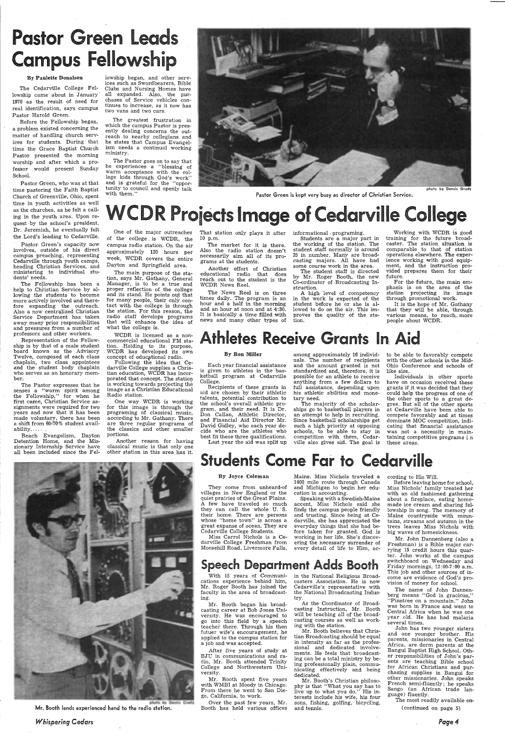# Pastor Green Leads Campus Fellowship

**By Paulette Donalson**

The Cedarville College Fellowship came about in January 1970 as the result of need for real identification, says campus Pastor Harold Green.

Before the Fellowship began, a problem existed concerning the matter of handling church services for students. During that time the Grace Baptist Church Pastor presented the morning worship and after which a professor would present Sunday School.

Pastor Green, who was at that time pastoring the Faith Baptist Church of Greenville, Ohio, spent time in youth activities as well as the churches, as he felt a calling in the youth area. Upon request by the school's president, Dr. Jeremiah, he eventually felt the Lord's leading to Cedarville.

Pastor Green's capacity now involves, outside of his direct campus preaching, representing Cedarville through youth camps, heading Christian Services, and ministering to individual students' needs.

The Fellowship has been a help to Christian Service by allowing the students to become more actively involved and therefore expanding the outreach. Also a now centralized Christian Service Department has taken away many prior responsibilities and pressures from a number of professors and other workers.

Representation of the Fellowship is by that of a male student board known as the Advisory Twelve, composed of each class chaplain, two class appointees and the student body chaplain who serves as an honorary member.

The Pastor expresses that he senses a "warm spirit among the Fellowship," for when he first came, Christian Service assignments were required for two years and now that it has been made voluntary, there has been a shift from 60-70% student availability..... .

Beach Evangelism, Dayton Detention Home, and the Missionary Internship Service have all been included since the Fellowship began, and other services such as Swordbearers, Bible Clubs and Nursing Homes have all expanded. Also, the purchases of Service vehicles continues to increase, as it now has two vans and two cars.

The greatest frustration in which the campus Pastor is presently dealing concerns the outreach to nearby collegians and he states that Campus Evangelism needs a continual working ministry.

The Pastor goes on to say that he experiences a "blessing of warm acceptance with the college kids through God's work" and is grateful for the "opportunity to council and openly talk with them."

photo by Dennis Grady

Pastor Green is kept very busy as director of Christian Service.

# WCDR Projects Image of Cedarville College

One of the major outreaches of the college is WCDR, the campus radio station. On the air approximately 120 hours per week, WCDR covers the entire Dayton and Springfield area.

The main purpose of the station, says Mr. Gathany, General Manager, is to be a true and proper reflection of the college and its stand. He points out that for many people, their only contact with the college is through the station. For this reason, the radio staff develops programs that will enhance the idea of what the college is.

WCDR is licensed as a non-commercial educational FM station. Holding to its purpose, WCDR has developed its own concept of educational radio.

Following the idea that Cedarville College supplies a Christian education, WCDR has incorporated that concept. The station is working towards projecting the image as a Christian Educational Radio station.

One way WCDR is working for this image is through the programing of classical music, according to Mr. Gathany. There are three regular programs of the classics and other smaller portions.

Another reason for having classical music is that only one other station in this area has it. That station only plays it after 10 p.m.

The market for it is there. Also the radio station doesn't necessarily aim all of its programs at the students.

Another effort of Christian educational radio that does reach out to the student is the WCDR News Reel.

The News Reel is on three times daily. The program is an hour and a half in the morning and an hour at noon and at 4:30. It is basically a time filled with news and many other types of informational programing.

Students are a major part in the working of the station. The student staff normally is around 25 in number. Many are broadcasting majors. All have had some course work in the area.

The student staff is directed by Mr. Roger Booth, the new Co-ordinator of Broadcasting Instruction.

A high level of competency in the work is expected of the student before he or she is allowed to do on the air. This improves the quality of the station.

Working with WCDR is good training for the future broadcaster. The station situation is comparable to that of station operations elsewhere. The experience working with good equipment, and the instruction provided prepares them for their future.

For the future, the main emphasis is on the area of the station projecting its image through promotional work.

It is the hope of Mr. Gathany that they will be able, through various means, to reach more people about WCDR.

# Athletes Receive Grants In Aid

**By Ron Miller**

Each year financial assistance is given to athletes in the basketball program at Cedarville College.

Recipients of these grants in aid are chosen by their athletic talents, potential contribution to the school's overall athletic program, and their need. It is Dr. Don Callan, Athletic Director, and Financial Aid Director Mr. David Gidley, who each year decide who are the athletes who best fit these three qualifications.

Last year the aid was split up among approximately 16 individuals. The number of recipients and the amount granted is not standardized and, therefore, it is possible for an athlete to receive anything from a few dollars to full assistance, depending upon his athletic abilities and monetary need.

The majority of the scholarships go to basketball players in an attempt to help in recruiting. Since basketball scholarships get such a high priority at opposing schools, to be able to stay in competition with them, Cedarville also gives aid. The goal is to be able to favorably compete with the other schools in the Mid-Ohio Conference and schools of like size.

Individuals in other sports have on occasion received these grants if it was decided that they could help the progress of one of the other sports to a great degree. But all of the other sports at Cedarville have been able to compete favorably and at times dominate MOC competition, indicating that financial assistance was not a necessity in maintaining competitive programs in these areas.

photo by Dennis Grady

Mr. Booth lends experienced hand to the radio station.

# Students Come Far to Cedarville

**By Joyce Coleman**

They come from unheard-of villages in New England or the quiet prairies of the Great Plains. A few have traveled so much they can call the whole U. S. their home. There are persons whose "home town" is across a great expanse of ocean. They are Cedarville College Students.

Miss Carrol Nichols is a Cedarville College Freshman from Moosehill Road, Livermore Falls, Maine. Miss Nichols traveled a 1400 mile route through Canada and Michigan to begin her education in accounting.

Speaking with a Swedish-Maine accent, Miss Nichols said she finds the campus people friendly and trusting. Since being at Cedarville, she has appreciated the everyday things that she had before taken for granted. God is working in her life. She's discovering the necessary surrender of every detail of life to Him, according to His Will.

Before leaving home for school, Miss Nichols' family treated her with an old fashioned gathering about a fireplace, eating homemade ice cream and sharing fellowship in song. The memory of Maine countryside with mountains, streams and autumn in the trees leaves Miss Nichols with big waves of homesickness.

Mr. John Dannenberg (also a Freshman) is a Bible major carrying 15 credit hours this quarter. John works at the campus switchboard on Wednesday and Friday mornings, 12:00-7:00 a.m. This job and other sources of income are evidence of God's provision of money for school.

The name of John Dannenberg means "God is gracious," "Pinetree on a mountain." John was born in France and went to Central Africa when he was one year old. He has had malaria several times.

John has two younger sisters and one younger brother. His parents, missionaries in Central Africa, are dorm parents at the Bangui Baptist High School. Other responsibilities of John's parents are teaching Bible school for African Christians and purchasing supplies in Bangui for other missionaries. John speaks French semi-fluently; he speaks Sango (an African trade language) fluently.

The most readily available en-

(continued on page 5)

# Speech Department Adds Booth

With 15 years of Communications experience behind him, Mr. Roger Booth has joined the faculty in the area of broadcasting.

Mr. Booth began his broadcasting career at Bob Jones University. He was encouraged to go into this field by a speech teacher there. Through his then futuer wife's encouragement, he applied to the campus station for a job and was accepted.

After five years of study at BJU in communications and radio, Mr. Booth attended Trinity College and Northwestern University.

Mr. Booth spent five years with WMBI at Moody in Chicago. From there he went to San Diego, California, to work.

Over the past few years, Mr. Booth has held various offices in the National Religious Broadcasters Association. He is now Cedarville's representative with the National Broadcasting Industry.

As the Coordinator of Broadcasting Instruction, Mr. Booth will be teaching all of the broadcasting courses as well as working with the station.

Mr. Booth believes that Christian Broadcasting should be equal in intensity as far as the professional and dedicated involvements. He feels that broadcasting can be a total ministry by being professionally plain, communicating effectively and being dedicated.

Mr. Booth's Christian philosophy is that "What you say has to live up to what you do." His interests include his wife, his four sons, fishing, golfing, bicycling, and tennis.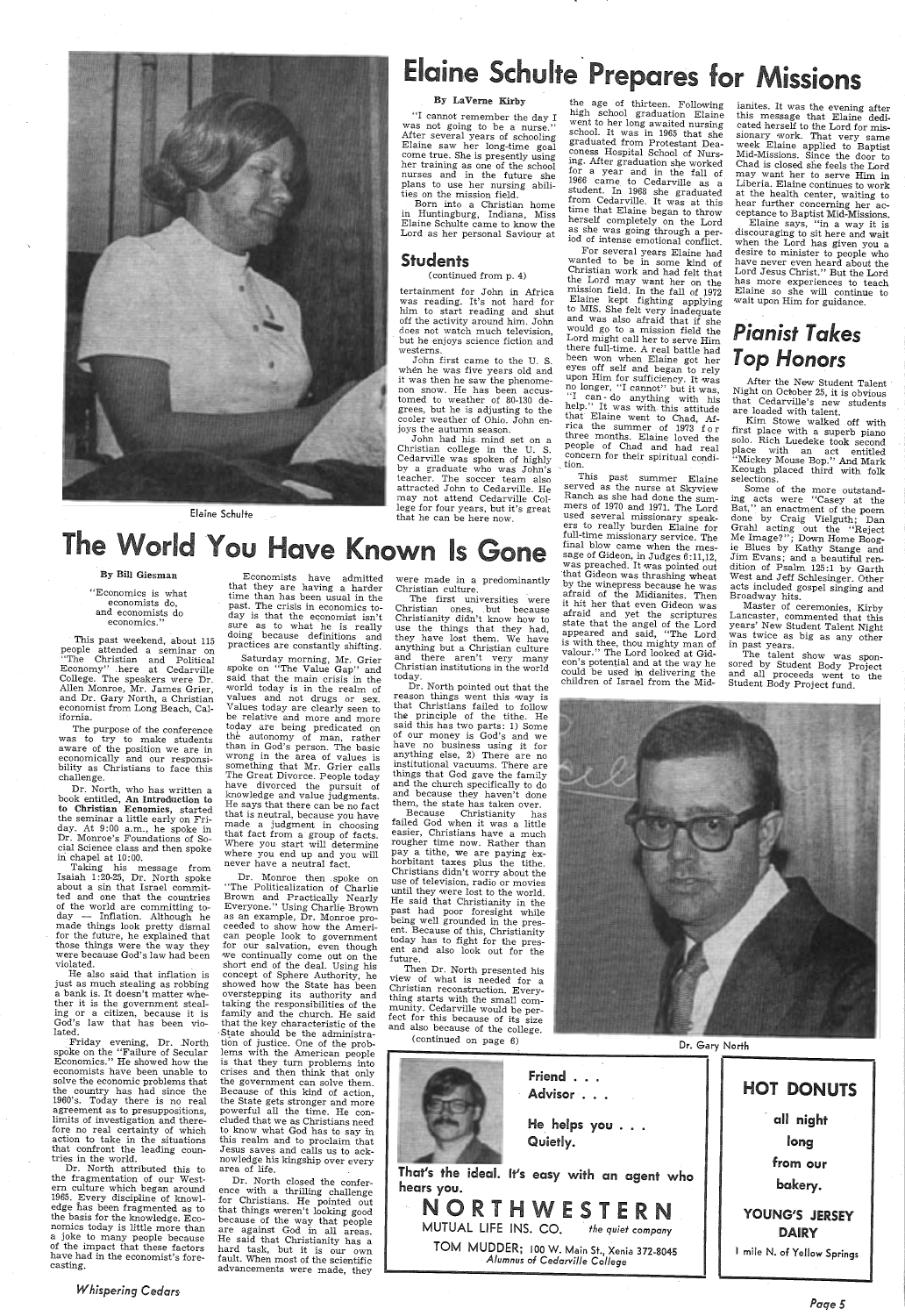# Elaine Schulte Prepares for Missions

**By LaVerne Kirby**

"I cannot remember the day I was not going to be a nurse." After several years of schooling Elaine saw her long-time goal come true. She is presently using her training as one of the school nurses and in the future she plans to use her nursing abilities on the mission field.

Born into a Christian home in Huntingburg, Indiana, Miss Elaine Schulte came to know the Lord as her personal Saviour at the age of thirteen. Following high school graduation Elaine went to her long awaited nursing school. It was in 1965 that she graduated from Protestant Deaconess Hospital School of Nursing. After graduation she worked for a year and in the fall of 1966 came to Cedarville as a student. In 1968 she graduated from Cedarville. It was at this time that Elaine began to throw herself completely on the Lord as she was going through a period of intense emotional conflict.

For several years Elaine had wanted to be in some kind of Christian work and had felt that the Lord may want her on the mission field. In the fall of 1972 Elaine kept fighting applying to MIS. She felt very inadequate and was also afraid that if she would go to a mission field the Lord might call her to serve Him there full-time. A real battle had been won when Elaine got her eyes off self and began to rely upon Him for sufficiency. It was no longer, "I cannot" but it was, "I can- do anything with his help." It was with this attitude that Elaine went to Chad, Africa the summer of 1973 for three months. Elaine loved the people of Chad and had real concern for their spiritual condition.

This past summer Elaine served as the nurse at Skyview Ranch as she had done the summers of 1970 and 1971. The Lord used several missionary speakers to really burden Elaine for full-time missionary service. The final blow came when the message of Gideon, in Judges 6:11,12, was preached. It was pointed out that Gideon was thrashing wheat by the winepress because he was afraid of the Midianites. Then it hit her that even Gideon was afraid and yet the scriptures state that the angel of the Lord appeared and said, "The Lord is with thee, thou mighty man of valour." The Lord looked at Gideon's potential and at the way he could be used in delivering the children of Israel from the Midianites. It was the evening after this message that Elaine dedicated herself to the Lord for missionary work. That very same week Elaine applied to Baptist Mid-Missions. Since the door to Chad is closed she feels the Lord may want her to serve Him in Liberia. Elaine continues to work at the health center, waiting to hear further concerning her acceptance to Baptist Mid-Missions.

Elaine says, "in a way it is discouraging to sit here and wait when the Lord has given you a desire to minister to people who have never even heard about the Lord Jesus Christ." But the Lord has more experiences to teach Elaine so she will continue to wait upon Him for guidance.

Elaine Schulte

## Students

(continued from p. 4)

tertainment for John in Africa was reading. It's not hard for him to start reading and shut off the activity around him. John does not watch much television, but he enjoys science fiction and westerns.

John first came to the U. S. when he was five years old and it was then he saw the phenomenon snow. He has been accustomed to weather of 80-130 degrees, but he is adjusting to the cooler weather of Ohio. John enjoys the autumn season.

John had his mind set on a Christian college in the U. S. Cedarville was spoken of highly by a graduate who was John's teacher. The soccer team also attracted John to Cedarville. He may not attend Cedarville College for four years, but it's great that he can be here now.

# Pianist Takes Top Honors

After the New Student Talent Night on October 25, it is obvious that Cedarville's new students are loaded with talent.

Kim Stowe walked off with first place with a superb piano solo. Rich Luedeke took second place with an act entitled "Mickey Mouse Bop." And Mark Keough placed third with folk selections.

Some of the more outstanding acts were "Casey at the Bat," an enactment of the poem done by Craig Vielguth; Dan Grahl acting out the "Reject Me Image?"; Down Home Boogie Blues by Kathy Stange and Jim Evans; and a beautiful rendition of Psalm 125:1 by Garth West and Jeff Schlesinger. Other acts included gospel singing and Broadway hits.

Master of ceremonies, Kirby Lancaster, commented that this years' New Student Talent Night was twice as big as any other in past years.

The talent show was sponsored by Student Body Project and all proceeds went to the Student Body Project fund.

# The World You Have Known Is Gone

**By Bill Giesman**

"Economics is what economists do, and economists do economics."

This past weekend, about 115 people attended a seminar on "The Christian and Political Economy" here at Cedarville College. The speakers were Dr. Allen Monroe, Mr. James Grier, and Dr. Gary North, a Christian economist from Long Beach, California.

The purpose of the conference was to try to make students aware of the position we are in economically and our responsibility as Christians to face this challenge.

Dr. North, who has written a book entitled, **An Introduction to to Christian Economics**, started the seminar a little early on Friday. At 9:00 a.m., he spoke in Dr. Monroe's Foundations of Social Science class and then spoke in chapel at 10:00.

Taking his message from Isaiah 1:20-25, Dr. North spoke about a sin that Israel committed and one that the countries of the world are committing today — Inflation. Although he made things look pretty dismal for the future, he explained that those things were the way they were because God's law had been violated.

He also said that inflation is just as much stealing as robbing a bank is. It doesn't matter whether it is the government stealing or a citizen, because it is God's law that has been violated.

Friday evening, Dr. North spoke on the "Failure of Secular Economics." He showed how the economists have been unable to solve the economic problems that the country has had since the 1960's. Today there is no real agreement as to presuppositions, limits of investigation and therefore no real certainty of which action to take in the situations that confront the leading countries in the world.

Dr. North attributed this to the fragmentation of our Western culture which began around 1965. Every discipline of knowledge has been fragmented as to the basis for the knowledge. Economics today is little more than a joke to many people because of the impact that these factors have had in the economist's forecasting.

Economists have admitted that they are having a harder time than has been usual in the past. The crisis in economics today is that the economist isn't sure as to what he is really doing because definitions and practices are constantly shifting.

Saturday morning, Mr. Grier spoke on "The Value Gap" and said that the main crisis in the world today is in the realm of values and not drugs or sex. Values today are clearly seen to be relative and more and more today are being predicated on the autonomy of man, rather than in God's person. The basic wrong in the area of values is something that Mr. Grier calls The Great Divorce. People today have divorced the pursuit of knowledge and value judgments. He says that there can be no fact that is neutral, because you have made a judgment in choosing that fact from a group of facts. Where you start will determine where you end up and you will never have a neutral fact.

Dr. Monroe then spoke on "The Politicalization of Charlie Brown and Practically Nearly Everyone." Using Charlie Brown as an example, Dr. Monroe proceeded to show how the American people look to government for our salvation, even though we continually come out on the short end of the deal. Using his concept of Sphere Authority, he showed how the State has been overstepping its authority and taking the responsibilities of the family and the church. He said that the key characteristic of the State should be the administration of justice. One of the problems with the American people is that they turn problems into crises and then think that only the government can solve them. Because of this kind of action, the State gets stronger and more powerful all the time. He concluded that we as Christians need to know what God has to say in this realm and to proclaim that Jesus saves and calls us to acknowledge his kingship over every area of life.

Dr. North closed the conference with a thrilling challenge for Christians. He pointed out that things weren't looking good because of the way that people are against God in all areas. He said that Christianity has a hard task, but it is our own fault. When most of the scientific advancements were made, they were made in a predominantly Christian culture.

The first universities were Christian ones, but because Christianity didn't know how to use the things that they had, they have lost them. We have anything but a Christian culture and there aren't very many Christian institutions in the world today.

Dr. North pointed out that the reason things went this way is that Christians failed to follow the principle of the tithe. He said this has two parts: 1) Some of our money is God's and we have no business using it for anything else, 2) There are no institutional vacuums. There are things that God gave the family and the church specifically to do and because they haven't done them, the state has taken over.

Because Christianity has failed God when it was a little easier, Christians have a much rougher time now. Rather than pay a tithe, we are paying exhorbitant taxes plus the tithe. Christians didn't worry about the use of television, radio or movies until they were lost to the world. He said that Christianity in the past had poor foresight while being well grounded in the present. Because of this, Christianity today has to fight for the present and also look out for the future.

Then Dr. North presented his view of what is needed for a Christian reconstruction. Everything starts with the small community. Cedarville would be perfect for this because of its size and also because of the college.

(continued on page 6)

Dr. Gary North

---

Friend . . .
Advisor . . .

He helps you . . .
Quietly.

That's the ideal. It's easy with an agent who hears you.

**NORTHWESTERN**
MUTUAL LIFE INS. CO. *the quiet company*

TOM MUDDER; 100 W. Main St., Xenia 372-8045
*Alumnus of Cedarville College*

---

**HOT DONUTS**

all night long from our bakery.

**YOUNG'S JERSEY DAIRY**

1 mile N. of Yellow Springs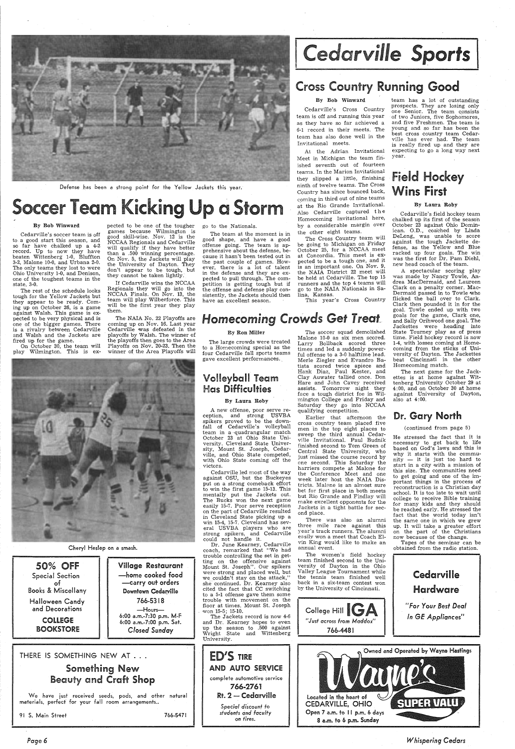# Cedarville Sports

Defense has been a strong point for the Yellow Jackets this year.

## Soccer Team Kicking Up a Storm

**By Bob Winward**

Cedarville's soccer team is off to a good start this season, and so far have chalked up a 4-2 record. Up to now they have beaten Wittenberg 1-0, Bluffton 3-2, Malone 10-0, and Urbana 2-0. The only teams they lost to were Ohio University 1-0, and Denison, one of the toughest teams in the state, 3-0.

The rest of the schedule looks tough for the Yellow Jackets but they appear to be ready. Coming up on October 26, is a game against Walsh. This game is expected to be very physical and is one of the bigger games. There is a rivalry between Cedarville and Walsh and the Jackets are fired up for the game.

On October 30, the team will play Wilmington. This is expected to be one of the tougher games because Wilmington is good skill-wise. Nov. 12 is the NCCAA Regionals and Cedarville will qualify if they have better than a .500 winning percentage. On Nov. 5, the Jackets will play the University of Dayton. They don't appear to be tough, but they cannot be taken lightly.

If Cedarville wins the NCCAA Regionals they will go into the NCCAA Finals. On Nov. 13, the team will play Wilberforce. This will be the first year they play them.

The NAIA No. 22 Playoffs are coming up on Nov. 16. Last year Cedarville was defeated in the playoffs by Walsh. The winner of the playoffs then goes to the Area Playoffs on Nov. 20-23. Then the winner of the Area Playoffs will go to the Nationals.

The team at the moment is in good shape, and have a good offense going. The team is apprehensive about the defense, because it hasn't been tested out in the past couple of games. However, there is a lot of talent in the defense and they are expected to pull through. The competition is getting tough but if the offense and defense play consistently, the Jackets should then have an excellent season.

Cheryl Heslep on a smash.

## Cross Country Running Good

**By Bob Winward**

Cedarville's Cross Country team is off and running this year as they have so far achieved a 6-1 record in their meets. The team has also done well in the Invitational meets.

At the Adrian Invitational Meet in Michigan the team finished seventh out of fourteen teams. In the Marion Invitational they slipped a little, finishing ninth of twelve teams. The Cross Country has since bounced back, coming in third out of nine teams at the Rio Grande Invitational. Also Cedarville captured the Homecoming Invitational here, by a considerable margin over the other eight teams.

The Cross Country team will be going to Michigan on Friday October 25, for a NCCAA meet at Concordia. This meet is expected to be a tough one, and it is an important one. On Nov. 9, the NAIA District 22 meet will be held at Cedarville. The top 15 runners and the top 4 teams will go to the NAIA Nationals in Salina, Kansas.

This year's Cross Country team has a lot of outstanding prospects. They are losing only one Senior. The team consists of two Juniors, five Sophomores, and five Freshmen. The team is young and so far has been the best cross country team Cedarville has ever had. The team is really fired up and they are expecting to go a long way next year.

## Homecoming Crowds Get Treat

**By Ron Miller**

The large crowds were treated to a Homecoming special as the four Cedarville fall sports teams gave excellent performances.

The soccer squad demolished Malone 10-0 as six men scored. Larry Bollback scored three times and led a suddenly powerful offense to a 3-0 halftime lead. Merle Ziegler and Evandro Batista scored twice apiece and Hank Diaz, Paul Kester, and Clay Auwater tallied once. Don Hare and John Cavey received assists. Tomorrow night they face a tough district foe in Wilmington College and Friday and Saturday they go into NCCAA qualifying competition.

Earlier that afternoon the cross country team placed five men in the top eight places to sweep the third annual Cedarville Invitational. Paul Budnik finished second to Tom Green of Central State University, who just missed the course record by one second. This Saturday the harriers compete at Malone for the Conference Meet and one week later host the NAIA Districts. Malone is an almost sure bet for first place in both meets but Rio Grande and Findlay will make excellent opponents for the Jackets in a tight battle for second place.

There was also an alumni three mile race against this year's track runners. The alumni easily won a meet that Coach Elvin King would like to make an annual event.

The women's field hockey team finished second to the University of Dayton in the Ohio Valley League Tournament while the tennis team finished well back in a six-team contest won by the University of Cincinnati.

## Volleyball Team Has Difficulties

**By Laura Roby**

A new offense, poor serve reception, and strong USVBA spikers proved to be the downfall of Cedarville's volleyball team in a quadrangular match October 23 at Ohio State University. Cleveland State University, Mount St. Joseph, Cedarville, and Ohio State competed, with Ohio State coming off the victors.

Cedarville led most of the way against OSU, but the Buckeyes put on a strong comeback effort to win the first game 15-13. This mentally put the Jackets out. The Bucks won the next game easily 15-7. Poor serve reception on the part of Cedarville resulted in Cleveland State picking up a win 15-4, 15-7. Cleveland has several USVBA players who are strong spikers, and Cedarville could not handle it.

Dr. June Kearney, Cedarville coach, remarked that "We had trouble controlling the set in getting on the offensive against Mount St. Joseph". Our spikers were strong and placed well, but we couldn't stay on the attack," she continued. Dr. Kearney also cited the fact that CC switching to a 5-1 offense gave them some trouble with movement on the floor at times. Mount St. Joseph won 15-5; 15-10.

The Jackets record is now 4-6 and Dr. Kearney hopes to even up the season to .500 against Wright State and Wittenberg University.

## Field Hockey Wins First

**By Laura Roby**

Cedarville's field hockey team chalked up its first of the season October 23 against Ohio Dominican. O.D., coached by Linda DeLong, was unable to score against the tough Jackette defense, as the Yellow and Blue racked up four goals. The win was the first for Dr. Pam Diehl, new head coach of the team.

A spectacular scoring play was made by Nancy Towle, Andrea MacDermaid, and Laureen Clark on a penalty corner. MacDermaid passed in to Towle who flicked the ball over to Clark. Clark then pounded it in for the goal. Towle ended up with two goals for the game, Clark one, and Sally Orihwood one goal. The Jackettes were heading into State Tourney play as of press time. Field hockey record is now 1-4, with losses coming at Homecoming from the sticks of University of Dayton. The Jackettes beat Cincinnati in the other Homecoming match.

The next game for the Jackettes is at home against Wittenberg University October 29 at 4:00, and on October 30 at home against University of Dayton, also at 4:00.

## Dr. Gary North

(continued from page 5)

He stressed the fact that it is necessary to get back to life based on God's laws and this is why it starts with the community — it is just too hard to start in a city with a mission of this size. The communities need to get going and one of the important things in the process of reconstruction is a Christian day school. It is too late to wait until college to receive Bible training for many kids and they should be reached early. He stressed the fact that the world today isn't the same one in which we grew up. It will take a greater effort on the part of the Christians now because of the change.

Tapes of the seminar can be obtained from the radio station.

---

**50% OFF**
Special Section of Books & Miscellany
Halloween Candy and Decorations
**COLLEGE BOOKSTORE**

**Village Restaurant**
—home cooked food
—carry out orders
Downtown Cedarville
766-5318
—Hours—
6:00 a.m.-7:30 p.m. M-F
6:00 a.m.-7:00 p.m. Sat.
*Closed Sunday*

**College Hill IGA**
*"Just across from Maddox"*
766-4481

**Cedarville Hardware**
*"For Your Best Deal In GE Appliances"*

THERE IS SOMETHING NEW AT . . .
**Something New Beauty and Craft Shop**
We have just received seeds, pods, and other natural materials, perfect for your fall room arrangements..
91 S. Main Street 766-5471

**ED'S TIRE AND AUTO SERVICE**
complete automotive service
766-2761
Rt. 2 — Cedarville
*Special discount to students and faculty on tires.*

Owned and Operated by Wayne Hastings
**Wayne's SUPER VALU**
Located in the heart of CEDARVILLE, OHIO
Open 7 a.m. to 11 p.m. 6 days
8 a.m. to 6 p.m. Sunday